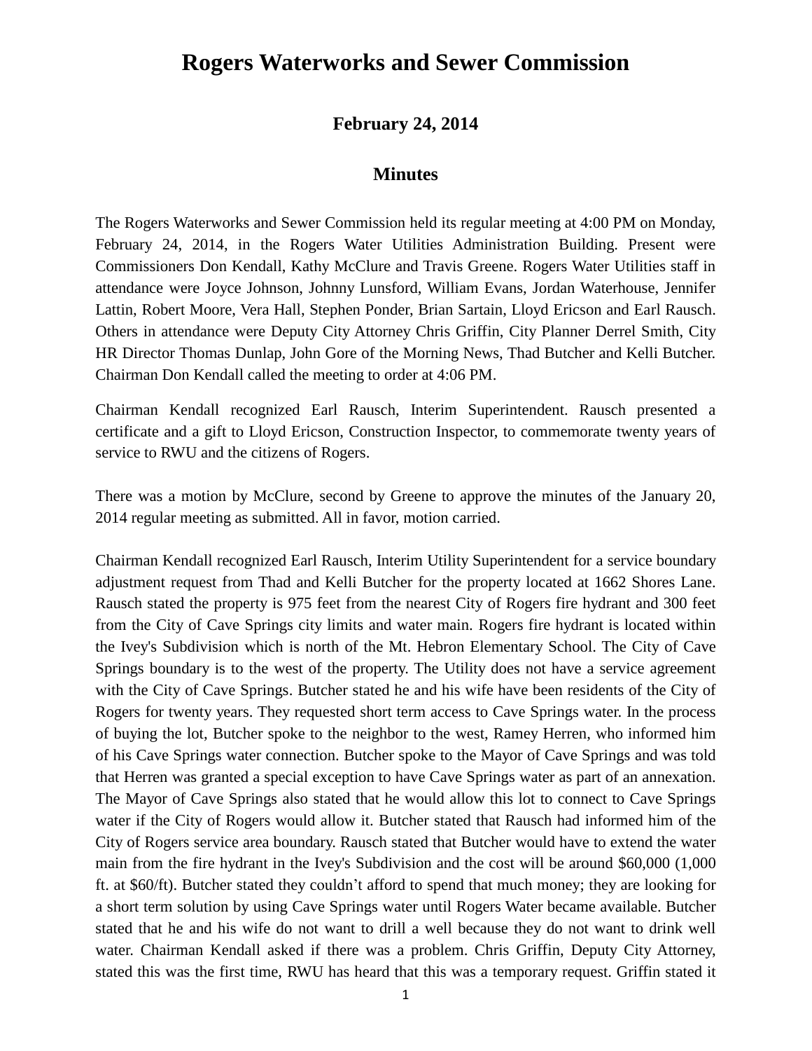# Rogers Waterworks and Sewer Commission

### February 24, 2014

### Minutes

The Rogers Waterworks and Sewer Commission held its regular meeting at 4:00 PM on Monday, February 24, 2014, in the Rogers Water Utilities Administration Building. Present were Commissioners Don Kendall, Kathy McClure and Travis Greene. Rogers Water Utilities staff in attendance were Joyce Johnson, Johnny Lunsford, William Evans, Jordan Waterhouse, Jennifer Lattin, Robert Moore, Vera Hall, Stephen Ponder, Brian Sartain, Lloyd Ericson and Earl Rausch. Others in attendance were Deputy City Attorney Chris Griffin, City Planner Derrel Smith, City HR Director Thomas Dunlap, John Gore of the Morning News, Thad Butcher and Kelli Butcher. Chairman Don Kendall called the meeting to order at 4:06 PM.

Chairman Kendall recognized Earl Rausch, Interim Superintendent. Rausch presented a certificate and a gift to Lloyd Ericson, Construction Inspector, to commemorate twenty years of service to RWU and the citizens of Rogers.

There was a motion by McClure, second by Greene to approve the minutes of the January 20, 2014 regular meeting as submitted. All in favor, motion carried.

Chairman Kendall recognized Earl Rausch, Interim Utility Superintendent for a service boundary adjustment request from Thad and Kelli Butcher for the property located at 1662 Shores Lane. Rausch stated the property is 975 feet from the nearest City of Rogers fire hydrant and 300 feet from the City of Cave Springs city limits and water main. Rogers fire hydrant is located within the Ivey's Subdivision which is north of the Mt. Hebron Elementary School. The City of Cave Springs boundary is to the west of the property. The Utility does not have a service agreement with the City of Cave Springs. Butcher stated he and his wife have been residents of the City of Rogers for twenty years. They requested short term access to Cave Springs water. In the process of buying the lot, Butcher spoke to the neighbor to the west, Ramey Herren, who informed him of his Cave Springs water connection. Butcher spoke to the Mayor of Cave Springs and was told that Herren was granted a special exception to have Cave Springs water as part of an annexation. The Mayor of Cave Springs also stated that he would allow this lot to connect to Cave Springs water if the City of Rogers would allow it. Butcher stated that Rausch had informed him of the City of Rogers service area boundary. Rausch stated that Butcher would have to extend the water main from the fire hydrant in the Ivey's Subdivision and the cost will be around $60,000 (1,000 ft. at $60/ft). Butcher stated they couldn't afford to spend that much money; they are looking for a short term solution by using Cave Springs water until Rogers Water became available. Butcher stated that he and his wife do not want to drill a well because they do not want to drink well water. Chairman Kendall asked if there was a problem. Chris Griffin, Deputy City Attorney, stated this was the first time, RWU has heard that this was a temporary request. Griffin stated it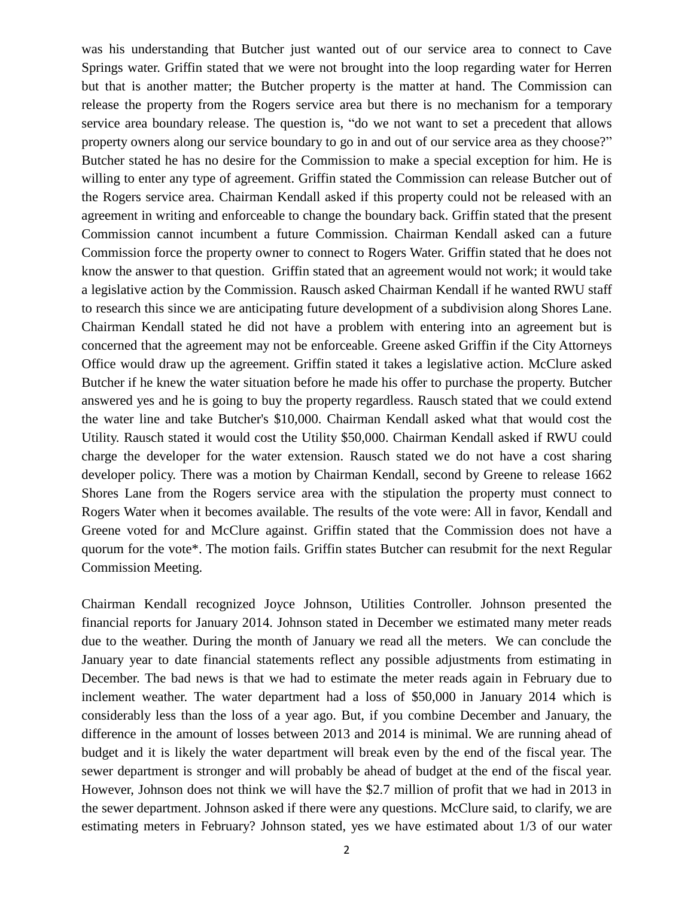was his understanding that Butcher just wanted out of our service area to connect to Cave Springs water. Griffin stated that we were not brought into the loop regarding water for Herren but that is another matter; the Butcher property is the matter at hand. The Commission can release the property from the Rogers service area but there is no mechanism for a temporary service area boundary release. The question is, "do we not want to set a precedent that allows property owners along our service boundary to go in and out of our service area as they choose?" Butcher stated he has no desire for the Commission to make a special exception for him. He is willing to enter any type of agreement. Griffin stated the Commission can release Butcher out of the Rogers service area. Chairman Kendall asked if this property could not be released with an agreement in writing and enforceable to change the boundary back. Griffin stated that the present Commission cannot incumbent a future Commission. Chairman Kendall asked can a future Commission force the property owner to connect to Rogers Water. Griffin stated that he does not know the answer to that question. Griffin stated that an agreement would not work; it would take a legislative action by the Commission. Rausch asked Chairman Kendall if he wanted RWU staff to research this since we are anticipating future development of a subdivision along Shores Lane. Chairman Kendall stated he did not have a problem with entering into an agreement but is concerned that the agreement may not be enforceable. Greene asked Griffin if the City Attorneys Office would draw up the agreement. Griffin stated it takes a legislative action. McClure asked Butcher if he knew the water situation before he made his offer to purchase the property. Butcher answered yes and he is going to buy the property regardless. Rausch stated that we could extend the water line and take Butcher's $10,000. Chairman Kendall asked what that would cost the Utility. Rausch stated it would cost the Utility $50,000. Chairman Kendall asked if RWU could charge the developer for the water extension. Rausch stated we do not have a cost sharing developer policy. There was a motion by Chairman Kendall, second by Greene to release 1662 Shores Lane from the Rogers service area with the stipulation the property must connect to Rogers Water when it becomes available. The results of the vote were: All in favor, Kendall and Greene voted for and McClure against. Griffin stated that the Commission does not have a quorum for the vote*. The motion fails. Griffin states Butcher can resubmit for the next Regular Commission Meeting.

Chairman Kendall recognized Joyce Johnson, Utilities Controller. Johnson presented the financial reports for January 2014. Johnson stated in December we estimated many meter reads due to the weather. During the month of January we read all the meters. We can conclude the January year to date financial statements reflect any possible adjustments from estimating in December. The bad news is that we had to estimate the meter reads again in February due to inclement weather. The water department had a loss of $50,000 in January 2014 which is considerably less than the loss of a year ago. But, if you combine December and January, the difference in the amount of losses between 2013 and 2014 is minimal. We are running ahead of budget and it is likely the water department will break even by the end of the fiscal year. The sewer department is stronger and will probably be ahead of budget at the end of the fiscal year. However, Johnson does not think we will have the $2.7 million of profit that we had in 2013 in the sewer department. Johnson asked if there were any questions. McClure said, to clarify, we are estimating meters in February? Johnson stated, yes we have estimated about 1/3 of our water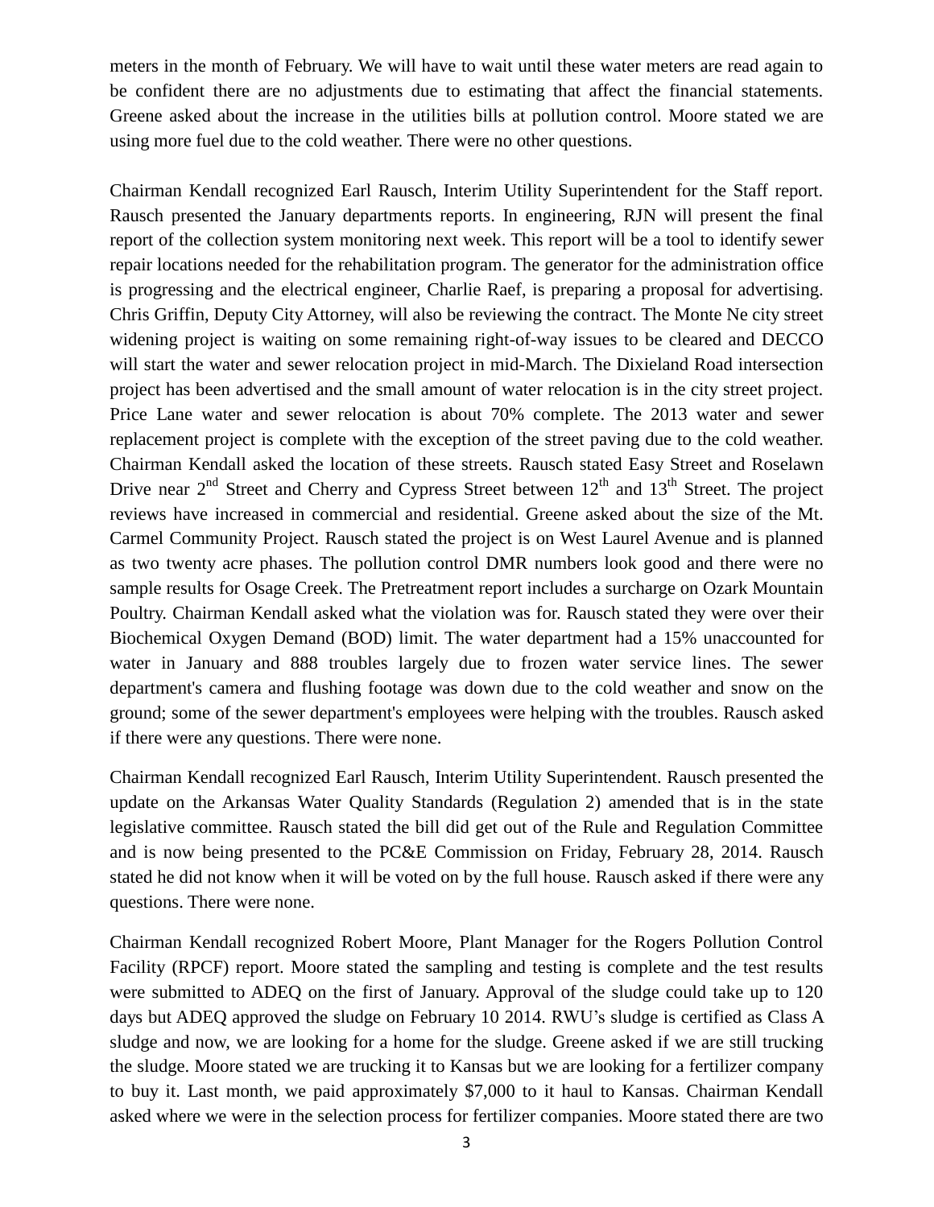meters in the month of February. We will have to wait until these water meters are read again to be confident there are no adjustments due to estimating that affect the financial statements. Greene asked about the increase in the utilities bills at pollution control. Moore stated we are using more fuel due to the cold weather. There were no other questions.

Chairman Kendall recognized Earl Rausch, Interim Utility Superintendent for the Staff report. Rausch presented the January departments reports. In engineering, RJN will present the final report of the collection system monitoring next week. This report will be a tool to identify sewer repair locations needed for the rehabilitation program. The generator for the administration office is progressing and the electrical engineer, Charlie Raef, is preparing a proposal for advertising. Chris Griffin, Deputy City Attorney, will also be reviewing the contract. The Monte Ne city street widening project is waiting on some remaining right-of-way issues to be cleared and DECCO will start the water and sewer relocation project in mid-March. The Dixieland Road intersection project has been advertised and the small amount of water relocation is in the city street project. Price Lane water and sewer relocation is about 70% complete. The 2013 water and sewer replacement project is complete with the exception of the street paving due to the cold weather. Chairman Kendall asked the location of these streets. Rausch stated Easy Street and Roselawn Drive near 2nd Street and Cherry and Cypress Street between 12th and 13th Street. The project reviews have increased in commercial and residential. Greene asked about the size of the Mt. Carmel Community Project. Rausch stated the project is on West Laurel Avenue and is planned as two twenty acre phases. The pollution control DMR numbers look good and there were no sample results for Osage Creek. The Pretreatment report includes a surcharge on Ozark Mountain Poultry. Chairman Kendall asked what the violation was for. Rausch stated they were over their Biochemical Oxygen Demand (BOD) limit. The water department had a 15% unaccounted for water in January and 888 troubles largely due to frozen water service lines. The sewer department's camera and flushing footage was down due to the cold weather and snow on the ground; some of the sewer department's employees were helping with the troubles. Rausch asked if there were any questions. There were none.

Chairman Kendall recognized Earl Rausch, Interim Utility Superintendent. Rausch presented the update on the Arkansas Water Quality Standards (Regulation 2) amended that is in the state legislative committee. Rausch stated the bill did get out of the Rule and Regulation Committee and is now being presented to the PC&E Commission on Friday, February 28, 2014. Rausch stated he did not know when it will be voted on by the full house. Rausch asked if there were any questions. There were none.

Chairman Kendall recognized Robert Moore, Plant Manager for the Rogers Pollution Control Facility (RPCF) report. Moore stated the sampling and testing is complete and the test results were submitted to ADEQ on the first of January. Approval of the sludge could take up to 120 days but ADEQ approved the sludge on February 10 2014. RWU's sludge is certified as Class A sludge and now, we are looking for a home for the sludge. Greene asked if we are still trucking the sludge. Moore stated we are trucking it to Kansas but we are looking for a fertilizer company to buy it. Last month, we paid approximately $7,000 to it haul to Kansas. Chairman Kendall asked where we were in the selection process for fertilizer companies. Moore stated there are two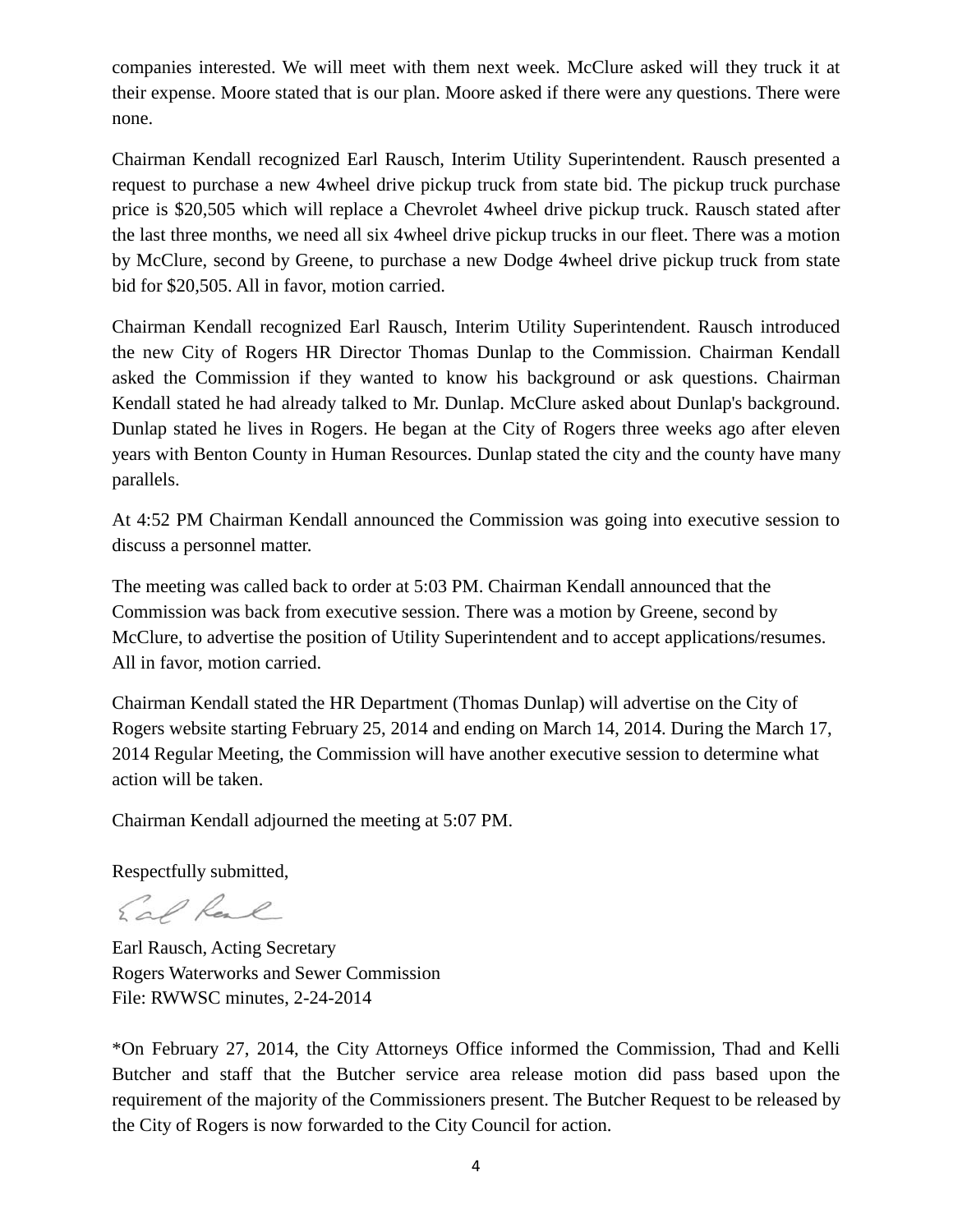companies interested. We will meet with them next week. McClure asked will they truck it at their expense. Moore stated that is our plan. Moore asked if there were any questions. There were none.

Chairman Kendall recognized Earl Rausch, Interim Utility Superintendent. Rausch presented a request to purchase a new 4wheel drive pickup truck from state bid. The pickup truck purchase price is $20,505 which will replace a Chevrolet 4wheel drive pickup truck. Rausch stated after the last three months, we need all six 4wheel drive pickup trucks in our fleet. There was a motion by McClure, second by Greene, to purchase a new Dodge 4wheel drive pickup truck from state bid for $20,505. All in favor, motion carried.

Chairman Kendall recognized Earl Rausch, Interim Utility Superintendent. Rausch introduced the new City of Rogers HR Director Thomas Dunlap to the Commission. Chairman Kendall asked the Commission if they wanted to know his background or ask questions. Chairman Kendall stated he had already talked to Mr. Dunlap. McClure asked about Dunlap's background. Dunlap stated he lives in Rogers. He began at the City of Rogers three weeks ago after eleven years with Benton County in Human Resources. Dunlap stated the city and the county have many parallels.

At 4:52 PM Chairman Kendall announced the Commission was going into executive session to discuss a personnel matter.

The meeting was called back to order at 5:03 PM. Chairman Kendall announced that the Commission was back from executive session. There was a motion by Greene, second by McClure, to advertise the position of Utility Superintendent and to accept applications/resumes. All in favor, motion carried.

Chairman Kendall stated the HR Department (Thomas Dunlap) will advertise on the City of Rogers website starting February 25, 2014 and ending on March 14, 2014. During the March 17, 2014 Regular Meeting, the Commission will have another executive session to determine what action will be taken.

Chairman Kendall adjourned the meeting at 5:07 PM.

Respectfully submitted,

Earl Rausch, Acting Secretary
Rogers Waterworks and Sewer Commission
File: RWWSC minutes, 2-24-2014

*On February 27, 2014, the City Attorneys Office informed the Commission, Thad and Kelli Butcher and staff that the Butcher service area release motion did pass based upon the requirement of the majority of the Commissioners present. The Butcher Request to be released by the City of Rogers is now forwarded to the City Council for action.